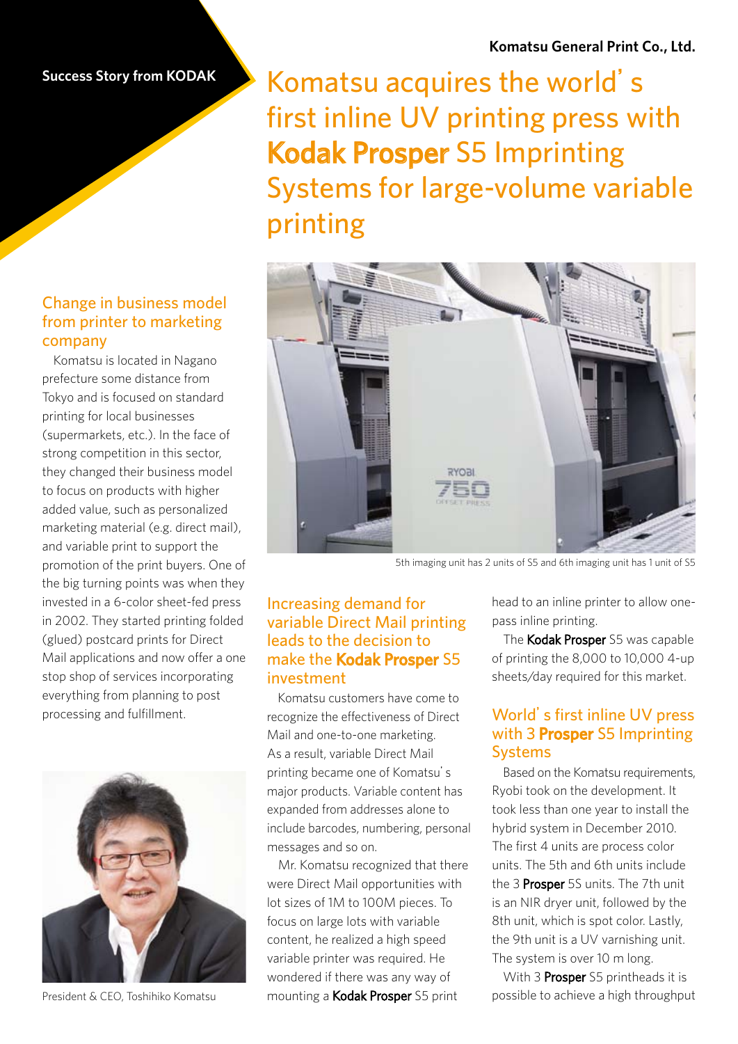**Komatsu General Print Co., Ltd.**

**Success Story from KODAK**

# Komatsu acquires the world's first inline UV printing press with **Kodak Prosper** S5 Imprinting Systems for large-volume variable printing

## Change in business model from printer to marketing company

Komatsu is located in Nagano prefecture some distance from Tokyo and is focused on standard printing for local businesses (supermarkets, etc.). In the face of strong competition in this sector, they changed their business model to focus on products with higher added value, such as personalized marketing material (e.g. direct mail), and variable print to support the promotion of the print buyers. One of the big turning points was when they invested in a 6-color sheet-fed press in 2002. They started printing folded (glued) postcard prints for Direct Mail applications and now offer a one stop shop of services incorporating everything from planning to post processing and fulfillment.

President & CEO, Toshihiko Komatsu

5th imaging unit has 2 units of S5 and 6th imaging unit has 1 unit of S5

## Increasing demand for variable Direct Mail printing leads to the decision to make the **Kodak Prosper** S5 investment

Komatsu customers have come to recognize the effectiveness of Direct Mail and one-to-one marketing. As a result, variable Direct Mail printing became one of Komatsu's major products. Variable content has expanded from addresses alone to include barcodes, numbering, personal messages and so on.

Mr. Komatsu recognized that there were Direct Mail opportunities with lot sizes of 1M to 100M pieces. To focus on large lots with variable content, he realized a high speed variable printer was required. He wondered if there was any way of mounting a **Kodak Prosper** S5 print head to an inline printer to allow one-pass inline printing.

The **Kodak Prosper** S5 was capable of printing the 8,000 to 10,000 4-up sheets/day required for this market.

## World's first inline UV press with 3 **Prosper** S5 Imprinting Systems

Based on the Komatsu requirements, Ryobi took on the development. It took less than one year to install the hybrid system in December 2010. The first 4 units are process color units. The 5th and 6th units include the 3 **Prosper** 5S units. The 7th unit is an NIR dryer unit, followed by the 8th unit, which is spot color. Lastly, the 9th unit is a UV varnishing unit. The system is over 10 m long.

With 3 **Prosper** S5 printheads it is possible to achieve a high throughput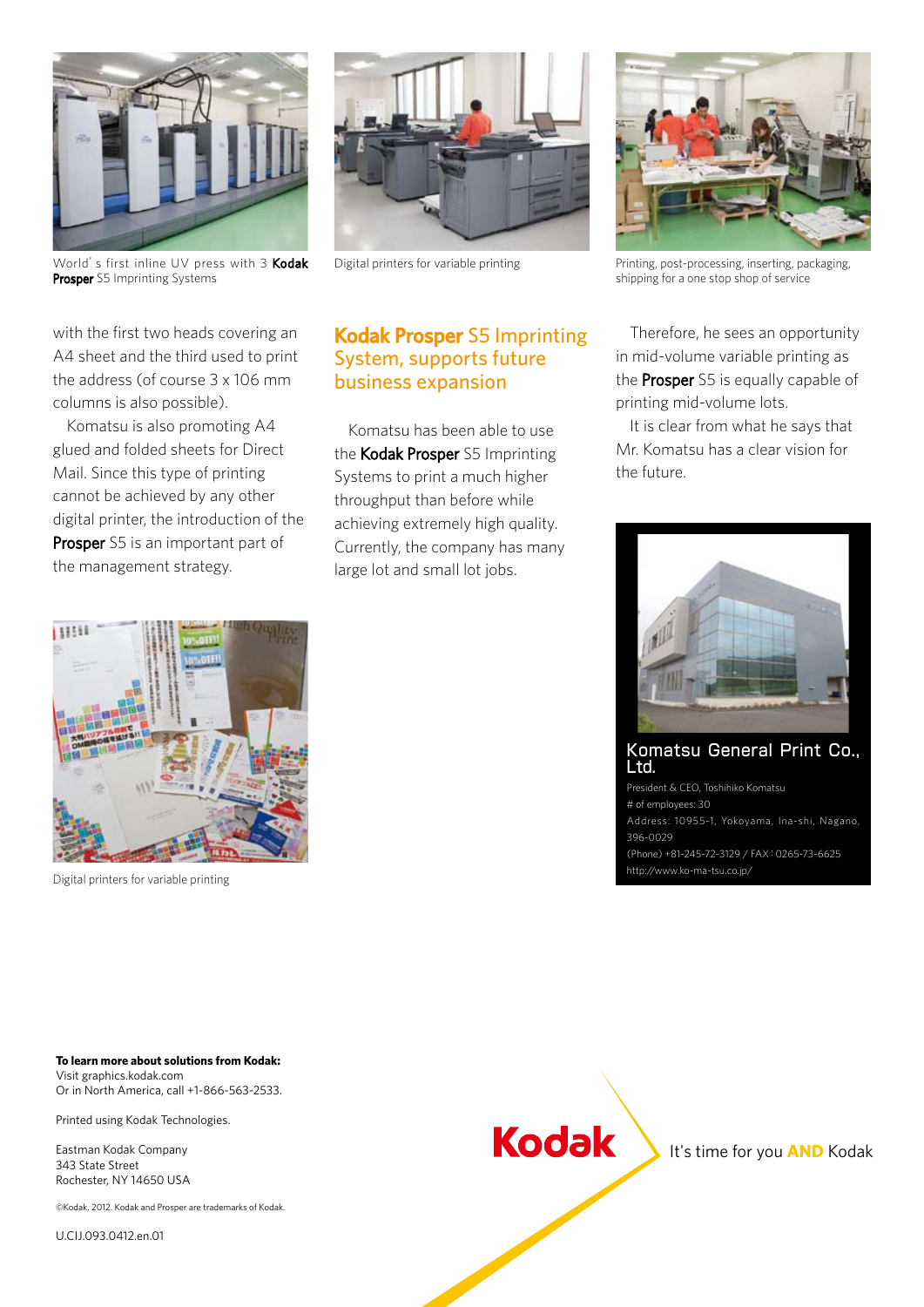World's first inline UV press with 3 **Kodak Prosper** S5 Imprinting Systems

Digital printers for variable printing

Printing, post-processing, inserting, packaging, shipping for a one stop shop of service

with the first two heads covering an A4 sheet and the third used to print the address (of course 3 x 106 mm columns is also possible).

Komatsu is also promoting A4 glued and folded sheets for Direct Mail. Since this type of printing cannot be achieved by any other digital printer, the introduction of the **Prosper** S5 is an important part of the management strategy.

## Kodak Prosper S5 Imprinting System, supports future business expansion

Komatsu has been able to use the **Kodak Prosper** S5 Imprinting Systems to print a much higher throughput than before while achieving extremely high quality. Currently, the company has many large lot and small lot jobs.

Therefore, he sees an opportunity in mid-volume variable printing as the **Prosper** S5 is equally capable of printing mid-volume lots.

It is clear from what he says that Mr. Komatsu has a clear vision for the future.

Digital printers for variable printing

### Komatsu General Print Co., Ltd.

President & CEO, Toshihiko Komatsu
# of employees: 30
Address: 10955-1, Yokoyama, Ina-shi, Nagano, 396-0029
(Phone) +81-245-72-3129 / FAX : 0265-73-6625
http://www.ko-ma-tsu.co.jp/

**To learn more about solutions from Kodak:**
Visit graphics.kodak.com
Or in North America, call +1-866-563-2533.

Printed using Kodak Technologies.

Eastman Kodak Company
343 State Street
Rochester, NY 14650 USA

©Kodak, 2012. Kodak and Prosper are trademarks of Kodak.

U.CIJ.093.0412.en.01

Kodak

It's time for you **AND** Kodak